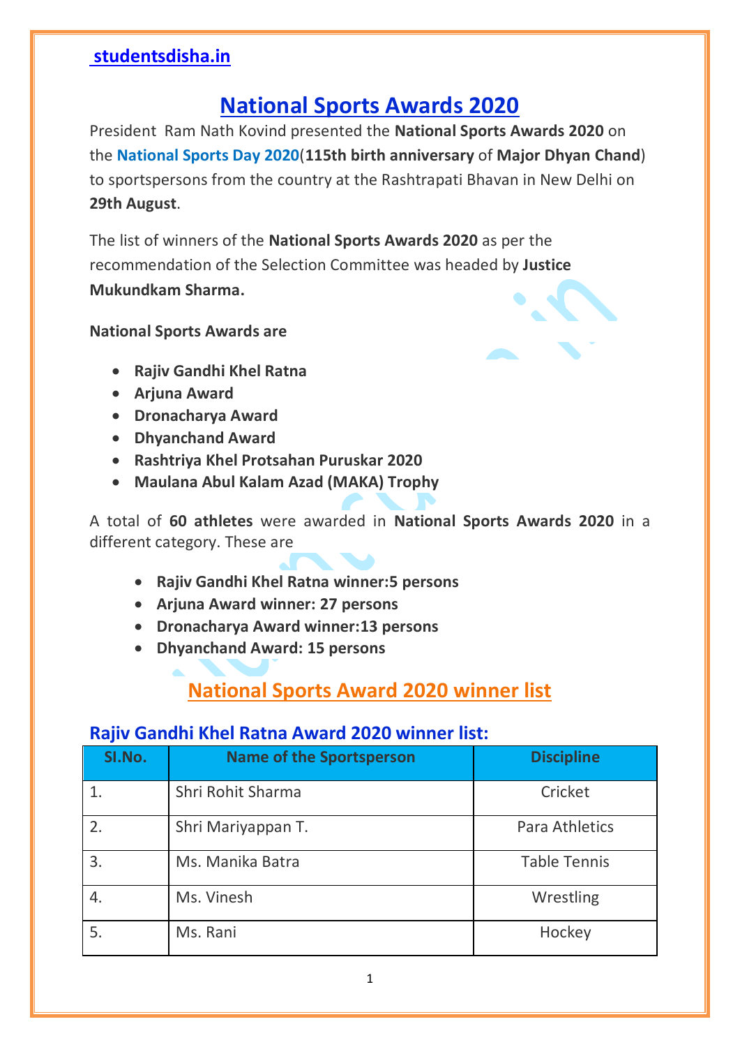**studentsdisha.in**

# National Sports Awards 2020

President Ram Nath Kovind presented the **National Sports Awards 2020** on the **National Sports Day 2020**(**115th birth anniversary** of **Major Dhyan Chand**) to sportspersons from the country at the Rashtrapati Bhavan in New Delhi on **29th August**.

The list of winners of the **National Sports Awards 2020** as per the recommendation of the Selection Committee was headed by **Justice Mukundkam Sharma.**

**National Sports Awards are**

- **Rajiv Gandhi Khel Ratna**
- **Arjuna Award**
- **Dronacharya Award**
- **Dhyanchand Award**
- **Rashtriya Khel Protsahan Puruskar 2020**
- **Maulana Abul Kalam Azad (MAKA) Trophy**

A total of **60 athletes** were awarded in **National Sports Awards 2020** in a different category. These are

- **Rajiv Gandhi Khel Ratna winner:5 persons**
- **Arjuna Award winner: 27 persons**
- **Dronacharya Award winner:13 persons**
- **Dhyanchand Award: 15 persons**

## National Sports Award 2020 winner list

### Rajiv Gandhi Khel Ratna Award 2020 winner list:

| Sl.No. | Name of the Sportsperson | Discipline |
|---|---|---|
| 1. | Shri Rohit Sharma | Cricket |
| 2. | Shri Mariyappan T. | Para Athletics |
| 3. | Ms. Manika Batra | Table Tennis |
| 4. | Ms. Vinesh | Wrestling |
| 5. | Ms. Rani | Hockey |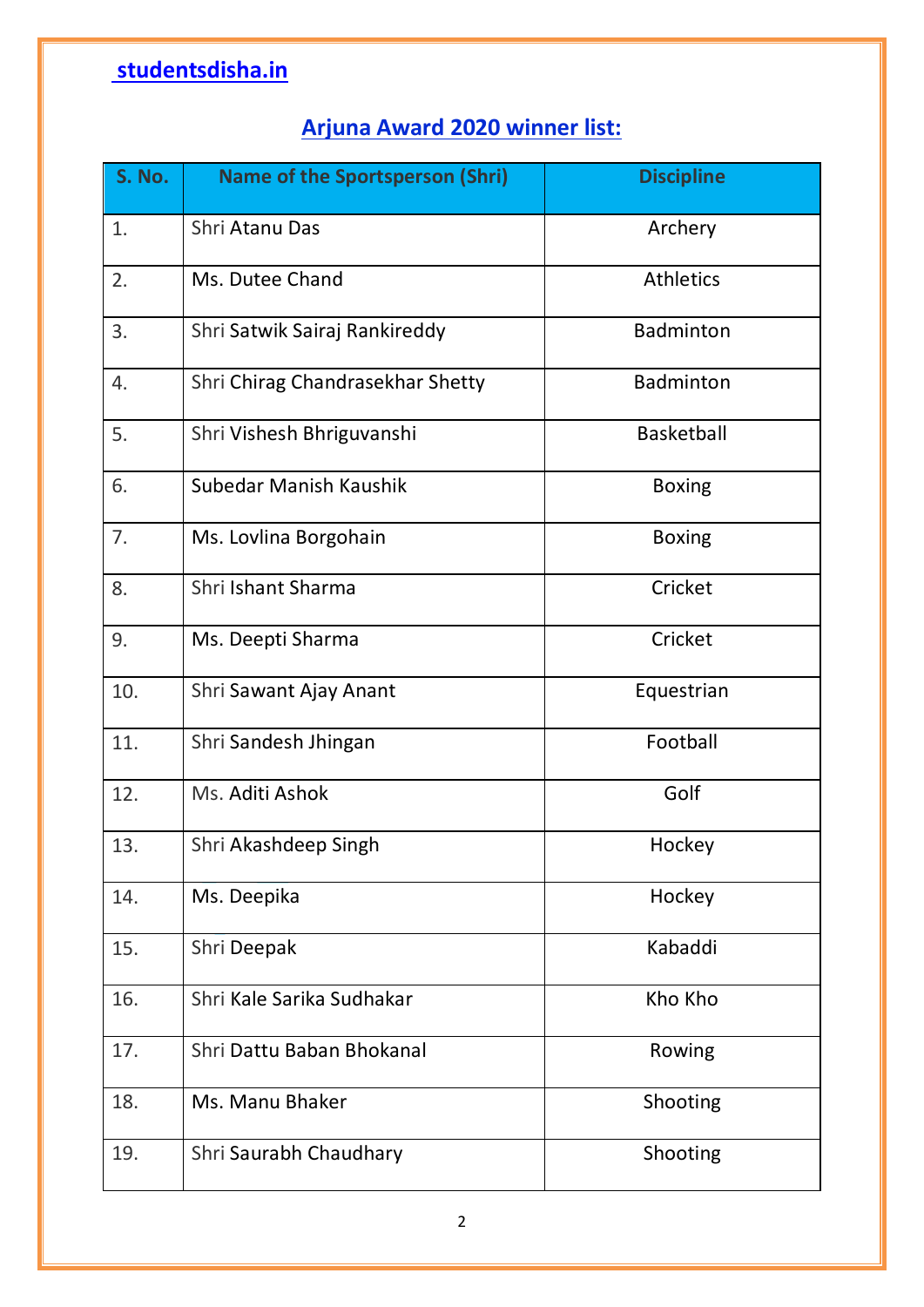studentsdisha.in

## Arjuna Award 2020 winner list:

| S. No. | Name of the Sportsperson (Shri) | Discipline |
|---|---|---|
| 1. | Shri Atanu Das | Archery |
| 2. | Ms. Dutee Chand | Athletics |
| 3. | Shri Satwik Sairaj Rankireddy | Badminton |
| 4. | Shri Chirag Chandrasekhar Shetty | Badminton |
| 5. | Shri Vishesh Bhriguvanshi | Basketball |
| 6. | Subedar Manish Kaushik | Boxing |
| 7. | Ms. Lovlina Borgohain | Boxing |
| 8. | Shri Ishant Sharma | Cricket |
| 9. | Ms. Deepti Sharma | Cricket |
| 10. | Shri Sawant Ajay Anant | Equestrian |
| 11. | Shri Sandesh Jhingan | Football |
| 12. | Ms. Aditi Ashok | Golf |
| 13. | Shri Akashdeep Singh | Hockey |
| 14. | Ms. Deepika | Hockey |
| 15. | Shri Deepak | Kabaddi |
| 16. | Shri Kale Sarika Sudhakar | Kho Kho |
| 17. | Shri Dattu Baban Bhokanal | Rowing |
| 18. | Ms. Manu Bhaker | Shooting |
| 19. | Shri Saurabh Chaudhary | Shooting |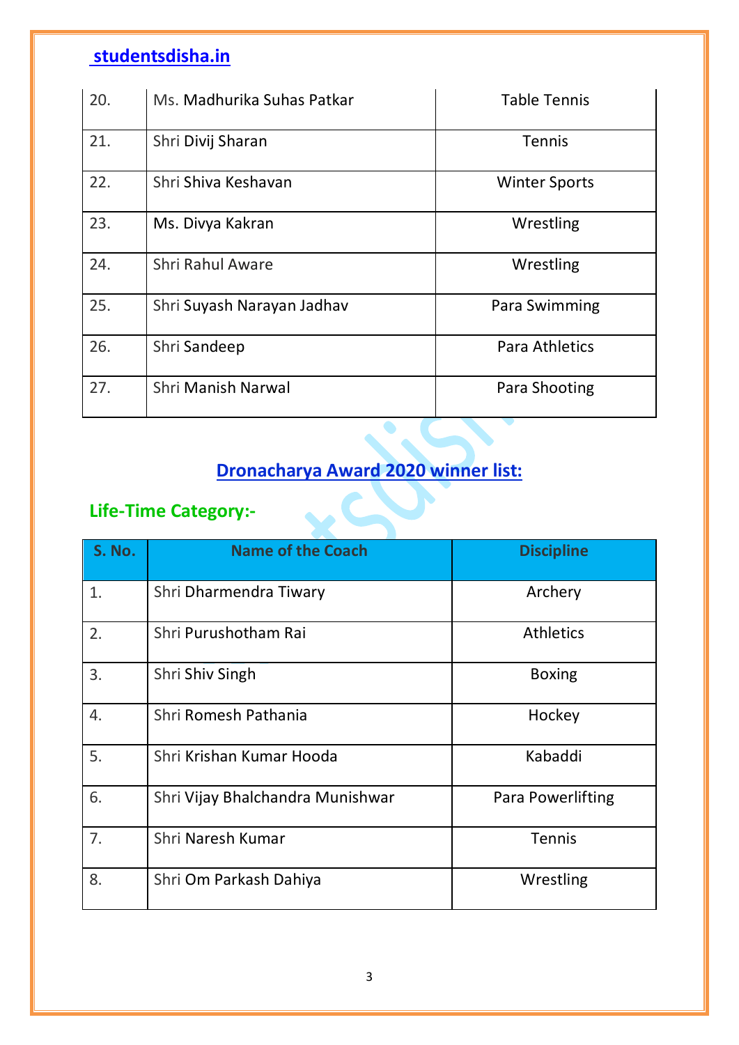| | | |
|---|---|---|
| 20. | Ms. Madhurika Suhas Patkar | Table Tennis |
| 21. | Shri Divij Sharan | Tennis |
| 22. | Shri Shiva Keshavan | Winter Sports |
| 23. | Ms. Divya Kakran | Wrestling |
| 24. | Shri Rahul Aware | Wrestling |
| 25. | Shri Suyash Narayan Jadhav | Para Swimming |
| 26. | Shri Sandeep | Para Athletics |
| 27. | Shri Manish Narwal | Para Shooting |

## Dronacharya Award 2020 winner list:

### Life-Time Category:-

| S. No. | Name of the Coach | Discipline |
|---|---|---|
| 1. | Shri Dharmendra Tiwary | Archery |
| 2. | Shri Purushotham Rai | Athletics |
| 3. | Shri Shiv Singh | Boxing |
| 4. | Shri Romesh Pathania | Hockey |
| 5. | Shri Krishan Kumar Hooda | Kabaddi |
| 6. | Shri Vijay Bhalchandra Munishwar | Para Powerlifting |
| 7. | Shri Naresh Kumar | Tennis |
| 8. | Shri Om Parkash Dahiya | Wrestling |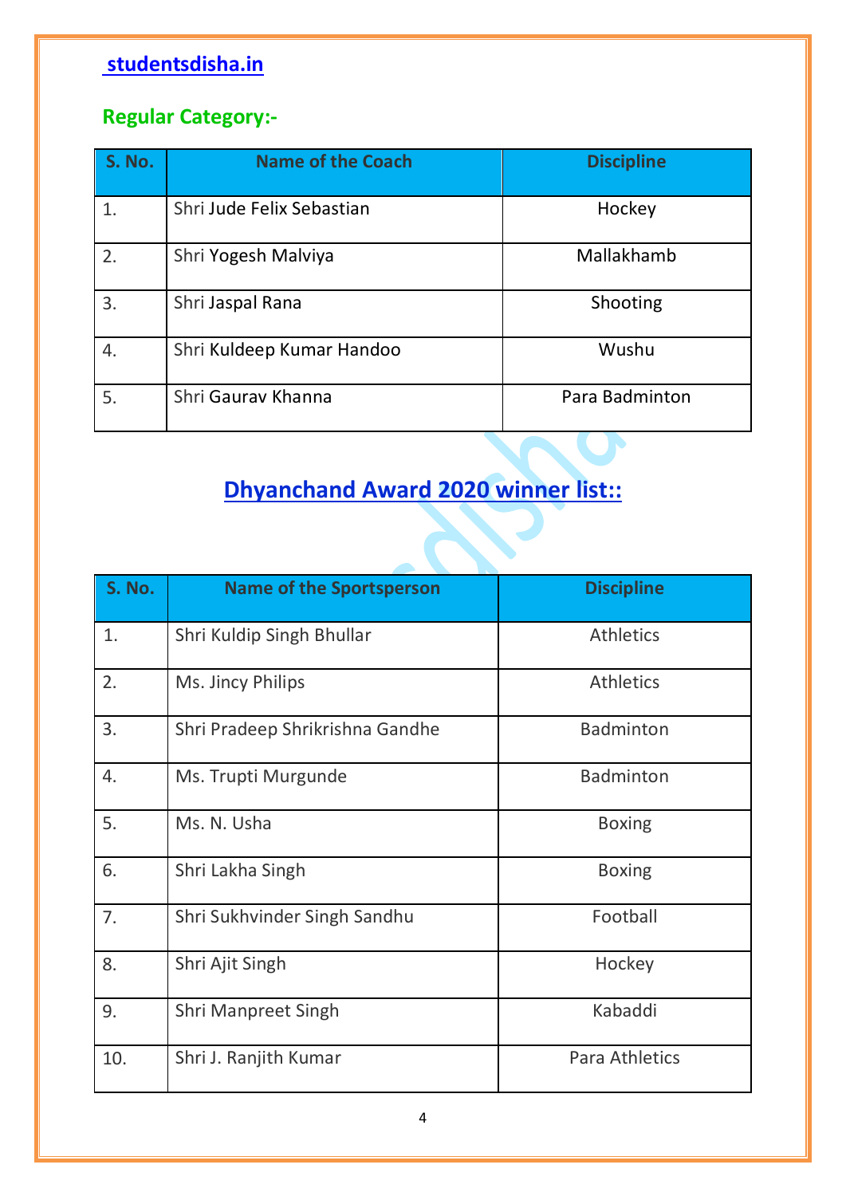[studentsdisha.in](http://studentsdisha.in)

## Regular Category:-

| S. No. | Name of the Coach | Discipline |
|---|---|---|
| 1. | Shri Jude Felix Sebastian | Hockey |
| 2. | Shri Yogesh Malviya | Mallakhamb |
| 3. | Shri Jaspal Rana | Shooting |
| 4. | Shri Kuldeep Kumar Handoo | Wushu |
| 5. | Shri Gaurav Khanna | Para Badminton |

## Dhyanchand Award 2020 winner list::

| S. No. | Name of the Sportsperson | Discipline |
|---|---|---|
| 1. | Shri Kuldip Singh Bhullar | Athletics |
| 2. | Ms. Jincy Philips | Athletics |
| 3. | Shri Pradeep Shrikrishna Gandhe | Badminton |
| 4. | Ms. Trupti Murgunde | Badminton |
| 5. | Ms. N. Usha | Boxing |
| 6. | Shri Lakha Singh | Boxing |
| 7. | Shri Sukhvinder Singh Sandhu | Football |
| 8. | Shri Ajit Singh | Hockey |
| 9. | Shri Manpreet Singh | Kabaddi |
| 10. | Shri J. Ranjith Kumar | Para Athletics |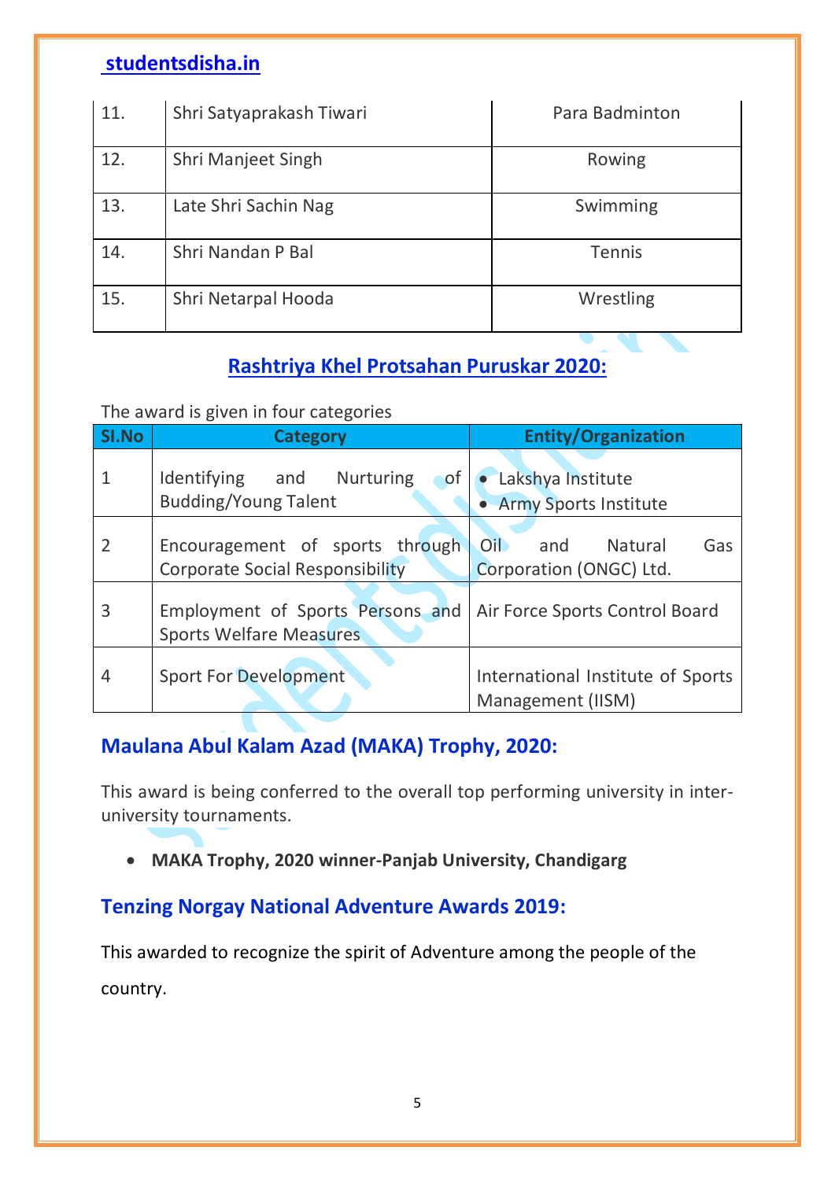| | | |
|---|---|---|
| 11. | Shri Satyaprakash Tiwari | Para Badminton |
| 12. | Shri Manjeet Singh | Rowing |
| 13. | Late Shri Sachin Nag | Swimming |
| 14. | Shri Nandan P Bal | Tennis |
| 15. | Shri Netarpal Hooda | Wrestling |

## Rashtriya Khel Protsahan Puruskar 2020:

The award is given in four categories

| SI.No | Category | Entity/Organization |
|---|---|---|
| 1 | Identifying and Nurturing of Budding/Young Talent | • Lakshya Institute<br>• Army Sports Institute |
| 2 | Encouragement of sports through Corporate Social Responsibility | Oil and Natural Gas Corporation (ONGC) Ltd. |
| 3 | Employment of Sports Persons and Sports Welfare Measures | Air Force Sports Control Board |
| 4 | Sport For Development | International Institute of Sports Management (IISM) |

## Maulana Abul Kalam Azad (MAKA) Trophy, 2020:

This award is being conferred to the overall top performing university in inter-university tournaments.

- **MAKA Trophy, 2020 winner-Panjab University, Chandigarg**

## Tenzing Norgay National Adventure Awards 2019:

This awarded to recognize the spirit of Adventure among the people of the country.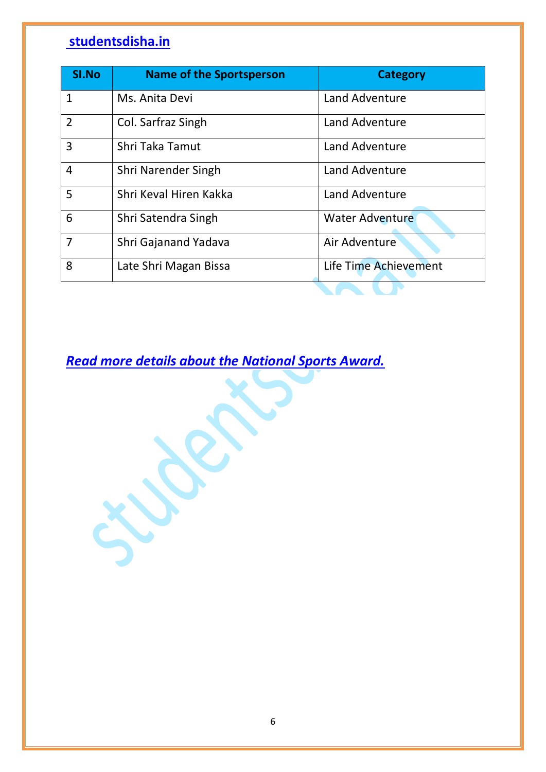studentsdisha.in

| Sl.No | Name of the Sportsperson | Category |
|---|---|---|
| 1 | Ms. Anita Devi | Land Adventure |
| 2 | Col. Sarfraz Singh | Land Adventure |
| 3 | Shri Taka Tamut | Land Adventure |
| 4 | Shri Narender Singh | Land Adventure |
| 5 | Shri Keval Hiren Kakka | Land Adventure |
| 6 | Shri Satendra Singh | Water Adventure |
| 7 | Shri Gajanand Yadava | Air Adventure |
| 8 | Late Shri Magan Bissa | Life Time Achievement |

***Read more details about the National Sports Award.***